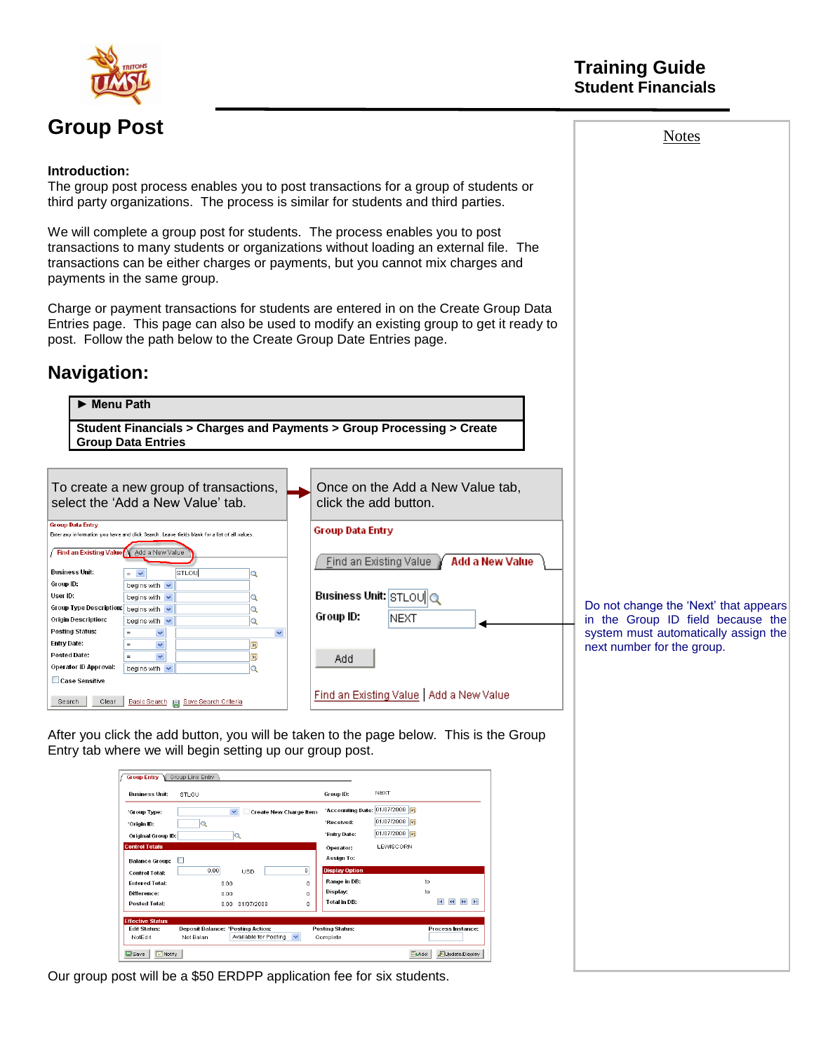# Group Post

**Introduction:**
The group post process enables you to post transactions for a group of students or third party organizations. The process is similar for students and third parties.

We will complete a group post for students. The process enables you to post transactions to many students or organizations without loading an external file. The transactions can be either charges or payments, but you cannot mix charges and payments in the same group.

Charge or payment transactions for students are entered in on the Create Group Data Entries page. This page can also be used to modify an existing group to get it ready to post. Follow the path below to the Create Group Date Entries page.

## Navigation:

| ► Menu Path |
| --- |
| **Student Financials > Charges and Payments > Group Processing > Create Group Data Entries** |

To create a new group of transactions, select the 'Add a New Value' tab.

Once on the Add a New Value tab, click the add button.

Do not change the 'Next' that appears in the Group ID field because the system must automatically assign the next number for the group.

After you click the add button, you will be taken to the page below. This is the Group Entry tab where we will begin setting up our group post.

Our group post will be a $50 ERDPP application fee for six students.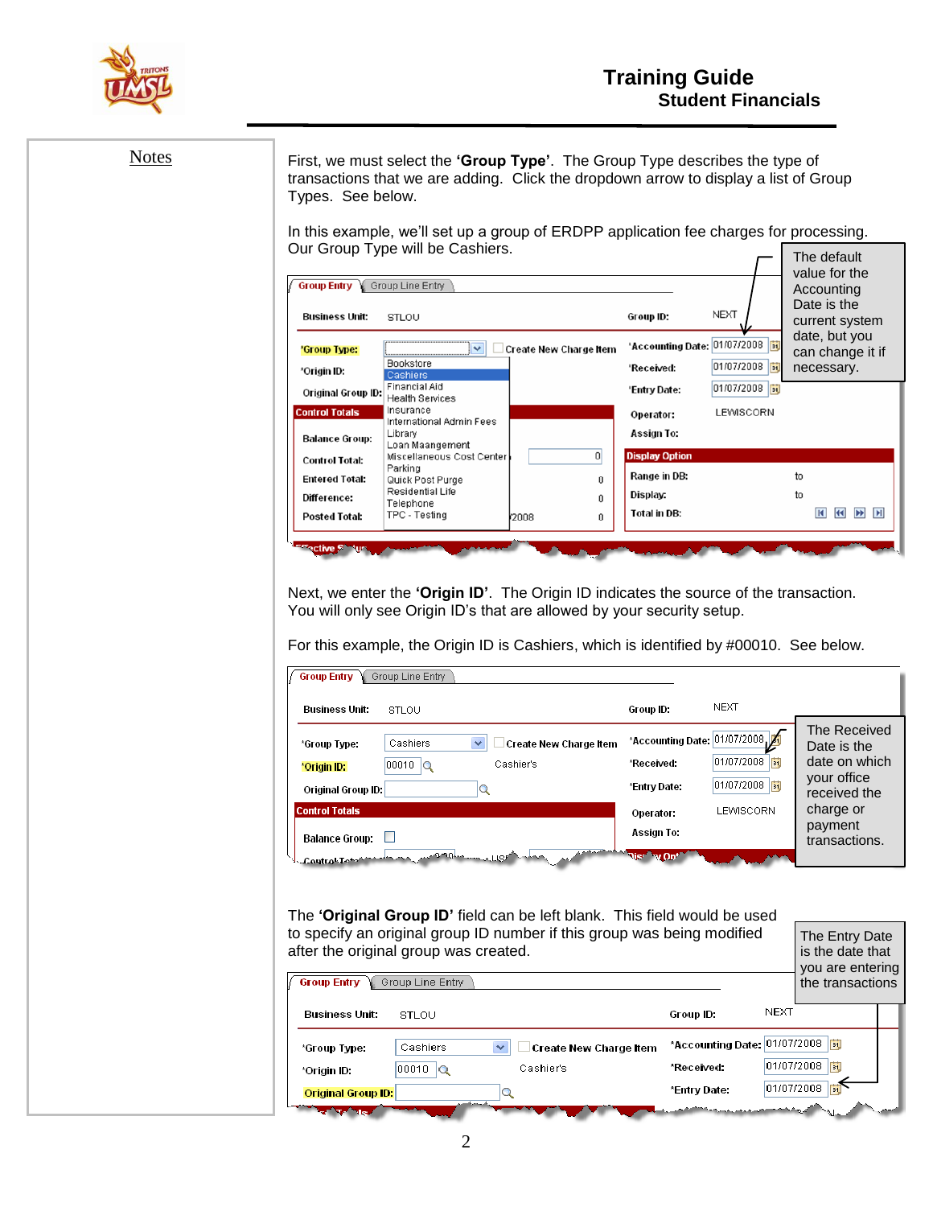Notes

First, we must select the **'Group Type'**. The Group Type describes the type of transactions that we are adding. Click the dropdown arrow to display a list of Group Types. See below.

In this example, we'll set up a group of ERDPP application fee charges for processing. Our Group Type will be Cashiers.

The default value for the Accounting Date is the current system date, but you can change it if necessary.

Next, we enter the **'Origin ID'**. The Origin ID indicates the source of the transaction. You will only see Origin ID's that are allowed by your security setup.

For this example, the Origin ID is Cashiers, which is identified by #00010. See below.

The Received Date is the date on which your office received the charge or payment transactions.

The **'Original Group ID'** field can be left blank. This field would be used to specify an original group ID number if this group was being modified after the original group was created.

The Entry Date is the date that you are entering the transactions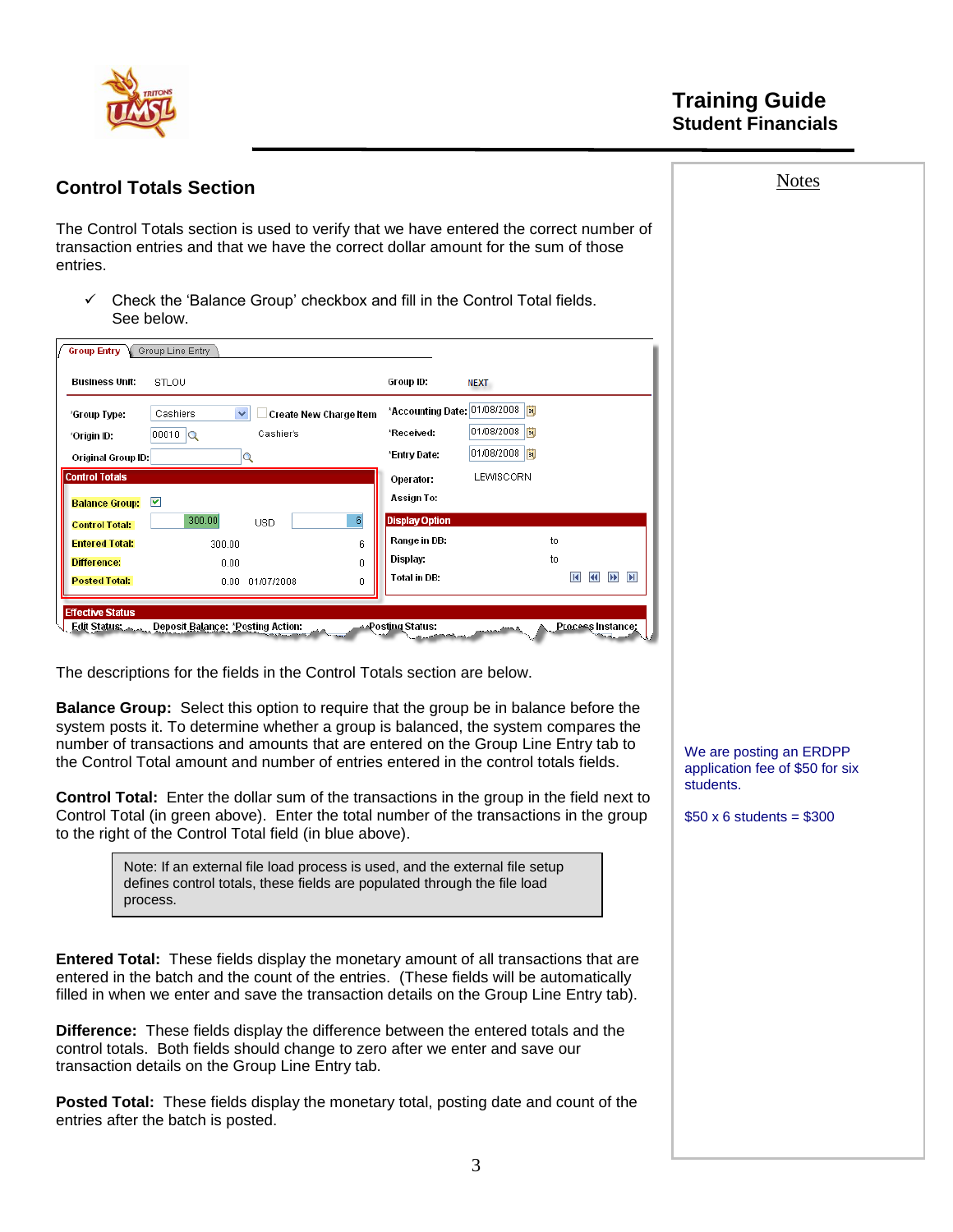## Control Totals Section

The Control Totals section is used to verify that we have entered the correct number of transaction entries and that we have the correct dollar amount for the sum of those entries.

✓ Check the 'Balance Group' checkbox and fill in the Control Total fields. See below.

The descriptions for the fields in the Control Totals section are below.

**Balance Group:** Select this option to require that the group be in balance before the system posts it. To determine whether a group is balanced, the system compares the number of transactions and amounts that are entered on the Group Line Entry tab to the Control Total amount and number of entries entered in the control totals fields.

**Control Total:** Enter the dollar sum of the transactions in the group in the field next to Control Total (in green above). Enter the total number of the transactions in the group to the right of the Control Total field (in blue above).

> Note: If an external file load process is used, and the external file setup defines control totals, these fields are populated through the file load process.

**Entered Total:** These fields display the monetary amount of all transactions that are entered in the batch and the count of the entries. (These fields will be automatically filled in when we enter and save the transaction details on the Group Line Entry tab).

**Difference:** These fields display the difference between the entered totals and the control totals. Both fields should change to zero after we enter and save our transaction details on the Group Line Entry tab.

**Posted Total:** These fields display the monetary total, posting date and count of the entries after the batch is posted.

**Notes**

We are posting an ERDPP application fee of $50 for six students.

$50 x 6 students = $300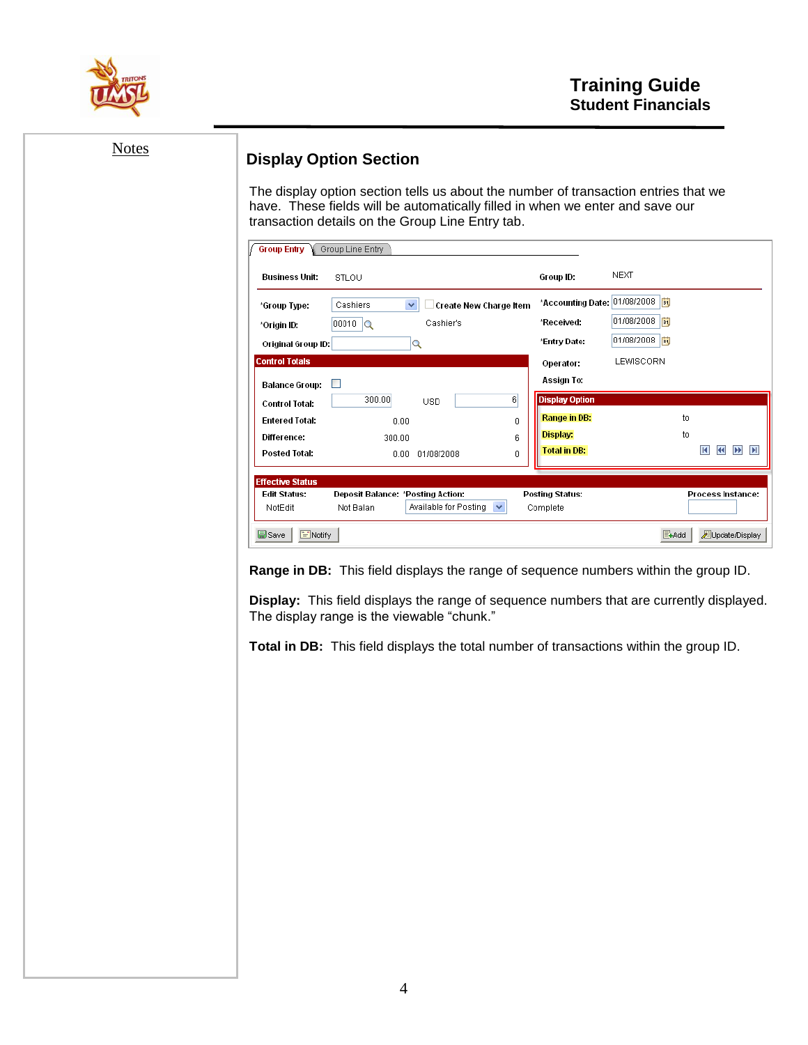Notes

## Display Option Section

The display option section tells us about the number of transaction entries that we have. These fields will be automatically filled in when we enter and save our transaction details on the Group Line Entry tab.

Group Entry | Group Line Entry

Business Unit: STLOU    Group ID: NEXT

*Group Type: Cashiers    Create New Charge Item    *Accounting Date: 01/08/2008
*Origin ID: 00010    Cashier's    *Received: 01/08/2008
Original Group ID:    *Entry Date: 01/08/2008
Operator: LEWISCORN
Assign To:

**Control Totals**

| | | | |
|---|---|---|---|
| Balance Group: | | | |
| Control Total: | 300.00 | USD | 6 |
| Entered Total: | 0.00 | | 0 |
| Difference: | 300.00 | | 6 |
| Posted Total: | 0.00 | 01/08/2008 | 0 |

**Display Option**

Range in DB: to
Display: to
Total in DB:

**Effective Status**

| Edit Status: | Deposit Balance: | *Posting Action: | Posting Status: | Process Instance: |
|---|---|---|---|---|
| NotEdit | Not Balan | Available for Posting | Complete | |

Save | Notify | Add | Update/Display

**Range in DB:** This field displays the range of sequence numbers within the group ID.

**Display:** This field displays the range of sequence numbers that are currently displayed. The display range is the viewable "chunk."

**Total in DB:** This field displays the total number of transactions within the group ID.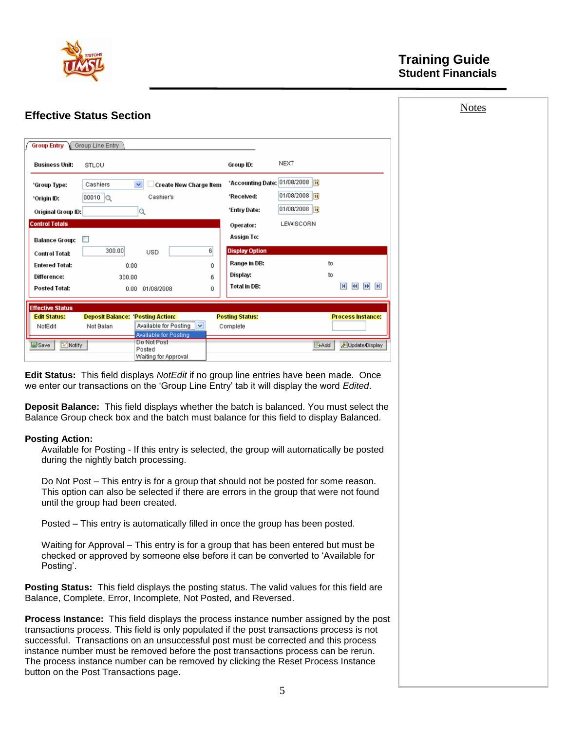## Effective Status Section

**Edit Status:** This field displays *NotEdit* if no group line entries have been made. Once we enter our transactions on the 'Group Line Entry' tab it will display the word *Edited*.

**Deposit Balance:** This field displays whether the batch is balanced. You must select the Balance Group check box and the batch must balance for this field to display Balanced.

**Posting Action:**

Available for Posting - If this entry is selected, the group will automatically be posted during the nightly batch processing.

Do Not Post – This entry is for a group that should not be posted for some reason. This option can also be selected if there are errors in the group that were not found until the group had been created.

Posted – This entry is automatically filled in once the group has been posted.

Waiting for Approval – This entry is for a group that has been entered but must be checked or approved by someone else before it can be converted to 'Available for Posting'.

**Posting Status:** This field displays the posting status. The valid values for this field are Balance, Complete, Error, Incomplete, Not Posted, and Reversed.

**Process Instance:** This field displays the process instance number assigned by the post transactions process. This field is only populated if the post transactions process is not successful. Transactions on an unsuccessful post must be corrected and this process instance number must be removed before the post transactions process can be rerun. The process instance number can be removed by clicking the Reset Process Instance button on the Post Transactions page.

Notes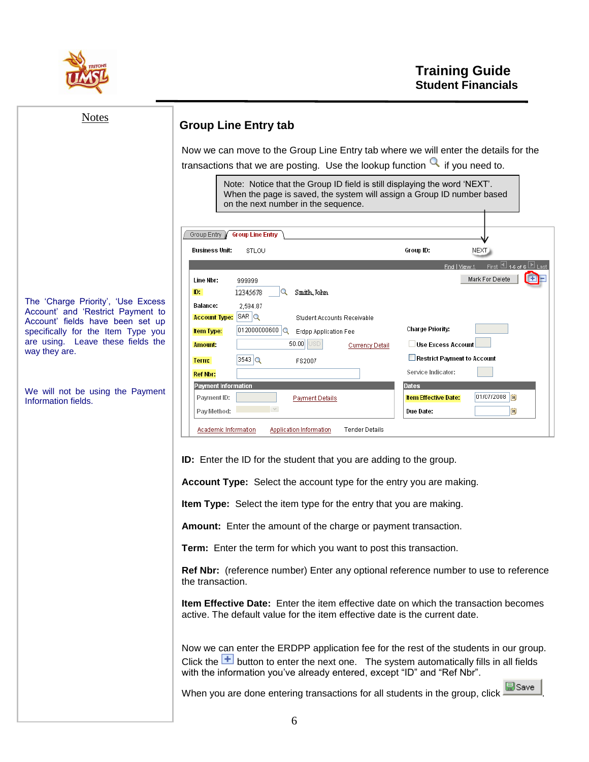## Group Line Entry tab

Now we can move to the Group Line Entry tab where we will enter the details for the transactions that we are posting. Use the lookup function if you need to.

> Note: Notice that the Group ID field is still displaying the word 'NEXT'. When the page is saved, the system will assign a Group ID number based on the next number in the sequence.

Group Entry | Group Line Entry

Business Unit: STLOU    Group ID: NEXT

Find | View 1    First 1-6 of 6 Last

Line Nbr: 999999    Mark For Delete

ID: 12345678 Smith, John

Balance: 2,594.87

Account Type: SAR Student Accounts Receivable

Item Type: 012000000600 Erdpp Application Fee

Amount: 50.00 USD Currency Detail

Term: 3543 FS2007

Ref Nbr:

Charge Priority:

Use Excess Account

Restrict Payment to Account

Service Indicator:

Payment Information
Payment ID: Payment Details
Pay Method:

Dates
Item Effective Date: 01/07/2008
Due Date:

Academic Information | Application Information | Tender Details

*Notes:* The 'Charge Priority', 'Use Excess Account' and 'Restrict Payment to Account' fields have been set up specifically for the Item Type you are using. Leave these fields the way they are.

*Notes:* We will not be using the Payment Information fields.

**ID:** Enter the ID for the student that you are adding to the group.

**Account Type:** Select the account type for the entry you are making.

**Item Type:** Select the item type for the entry that you are making.

**Amount:** Enter the amount of the charge or payment transaction.

**Term:** Enter the term for which you want to post this transaction.

**Ref Nbr:** (reference number) Enter any optional reference number to use to reference the transaction.

**Item Effective Date:** Enter the item effective date on which the transaction becomes active. The default value for the item effective date is the current date.

Now we can enter the ERDPP application fee for the rest of the students in our group. Click the [+] button to enter the next one. The system automatically fills in all fields with the information you've already entered, except "ID" and "Ref Nbr".

When you are done entering transactions for all students in the group, click Save.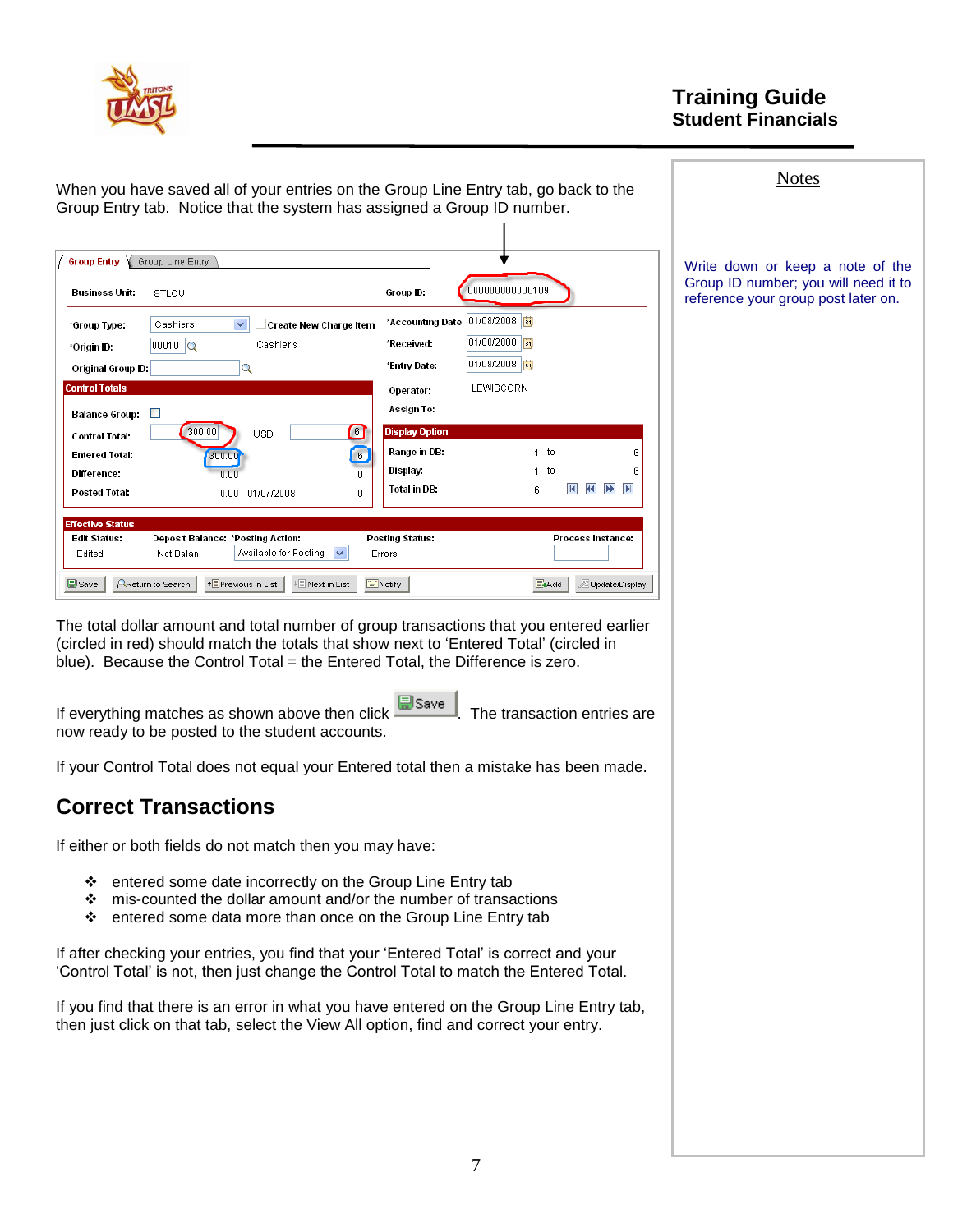When you have saved all of your entries on the Group Line Entry tab, go back to the Group Entry tab. Notice that the system has assigned a Group ID number.

The total dollar amount and total number of group transactions that you entered earlier (circled in red) should match the totals that show next to 'Entered Total' (circled in blue). Because the Control Total = the Entered Total, the Difference is zero.

If everything matches as shown above then click Save. The transaction entries are now ready to be posted to the student accounts.

If your Control Total does not equal your Entered total then a mistake has been made.

## Correct Transactions

If either or both fields do not match then you may have:

- entered some date incorrectly on the Group Line Entry tab
- mis-counted the dollar amount and/or the number of transactions
- entered some data more than once on the Group Line Entry tab

If after checking your entries, you find that your 'Entered Total' is correct and your 'Control Total' is not, then just change the Control Total to match the Entered Total.

If you find that there is an error in what you have entered on the Group Line Entry tab, then just click on that tab, select the View All option, find and correct your entry.

**Notes**

Write down or keep a note of the Group ID number; you will need it to reference your group post later on.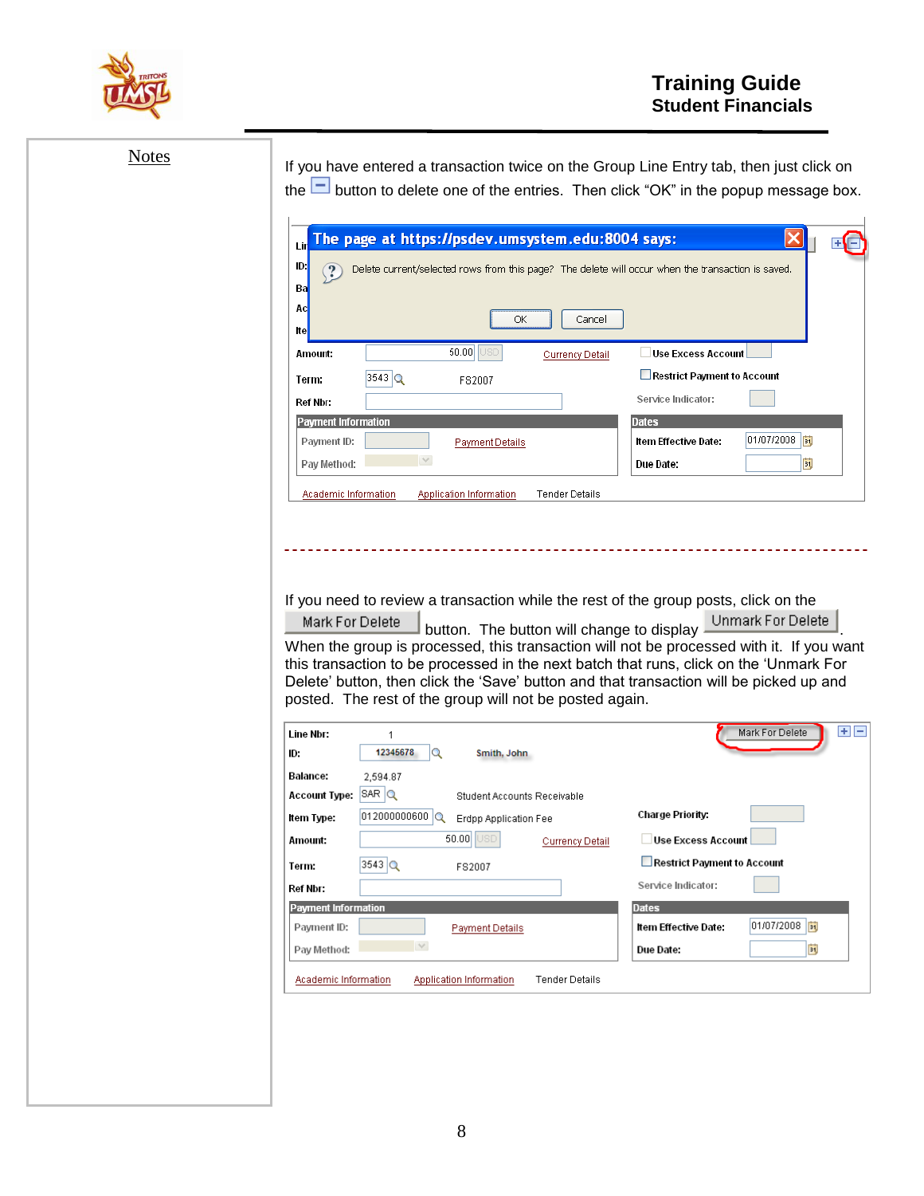Notes

If you have entered a transaction twice on the Group Line Entry tab, then just click on the [–] button to delete one of the entries. Then click "OK" in the popup message box.

The page at https://psdev.umsystem.edu:8004 says:

Delete current/selected rows from this page? The delete will occur when the transaction is saved.

OK Cancel

Amount: 50.00 USD Currency Detail Use Excess Account

Term: 3543 FS2007 Restrict Payment to Account

Ref Nbr: Service Indicator:

Payment Information

Payment ID: Payment Details

Pay Method:

Dates

Item Effective Date: 01/07/2008

Due Date:

Academic Information Application Information Tender Details

---

If you need to review a transaction while the rest of the group posts, click on the Mark For Delete button. The button will change to display Unmark For Delete. When the group is processed, this transaction will not be processed with it. If you want this transaction to be processed in the next batch that runs, click on the 'Unmark For Delete' button, then click the 'Save' button and that transaction will be picked up and posted. The rest of the group will not be posted again.

Line Nbr: 1 Mark For Delete

ID: 12345678 Smith, John

Balance: 2,594.87

Account Type: SAR Student Accounts Receivable

Item Type: 012000000600 Erdpp Application Fee Charge Priority:

Amount: 50.00 USD Currency Detail Use Excess Account

Term: 3543 FS2007 Restrict Payment to Account

Ref Nbr: Service Indicator:

Payment Information

Payment ID: Payment Details

Pay Method:

Dates

Item Effective Date: 01/07/2008

Due Date:

Academic Information Application Information Tender Details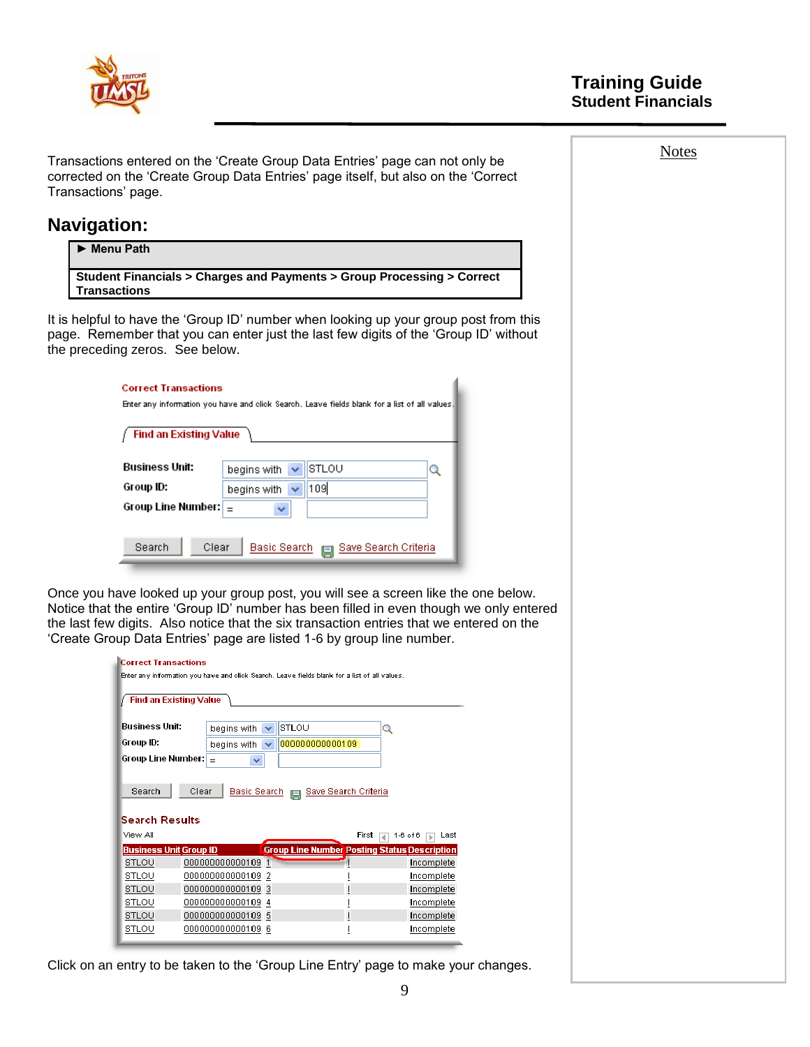Transactions entered on the 'Create Group Data Entries' page can not only be corrected on the 'Create Group Data Entries' page itself, but also on the 'Correct Transactions' page.

## Navigation:

| ► Menu Path |
| --- |
| **Student Financials > Charges and Payments > Group Processing > Correct Transactions** |

It is helpful to have the 'Group ID' number when looking up your group post from this page. Remember that you can enter just the last few digits of the 'Group ID' without the preceding zeros. See below.

**Correct Transactions**

Enter any information you have and click Search. Leave fields blank for a list of all values.

**Find an Existing Value**

| Field | Operator | Value |
| --- | --- | --- |
| Business Unit: | begins with | STLOU |
| Group ID: | begins with | 109 |
| Group Line Number: | = | |

Search | Clear | Basic Search | Save Search Criteria

Once you have looked up your group post, you will see a screen like the one below. Notice that the entire 'Group ID' number has been filled in even though we only entered the last few digits. Also notice that the six transaction entries that we entered on the 'Create Group Data Entries' page are listed 1-6 by group line number.

**Correct Transactions**

Enter any information you have and click Search. Leave fields blank for a list of all values.

**Find an Existing Value**

| Field | Operator | Value |
| --- | --- | --- |
| Business Unit: | begins with | STLOU |
| Group ID: | begins with | 000000000000109 |
| Group Line Number: | = | |

Search | Clear | Basic Search | Save Search Criteria

**Search Results**

View All | First 1-6 of 6 Last

| Business Unit | Group ID | Group Line Number | Posting Status | Description |
| --- | --- | --- | --- | --- |
| STLOU | 000000000000109 | 1 | I | Incomplete |
| STLOU | 000000000000109 | 2 | I | Incomplete |
| STLOU | 000000000000109 | 3 | I | Incomplete |
| STLOU | 000000000000109 | 4 | I | Incomplete |
| STLOU | 000000000000109 | 5 | I | Incomplete |
| STLOU | 000000000000109 | 6 | I | Incomplete |

Click on an entry to be taken to the 'Group Line Entry' page to make your changes.

Notes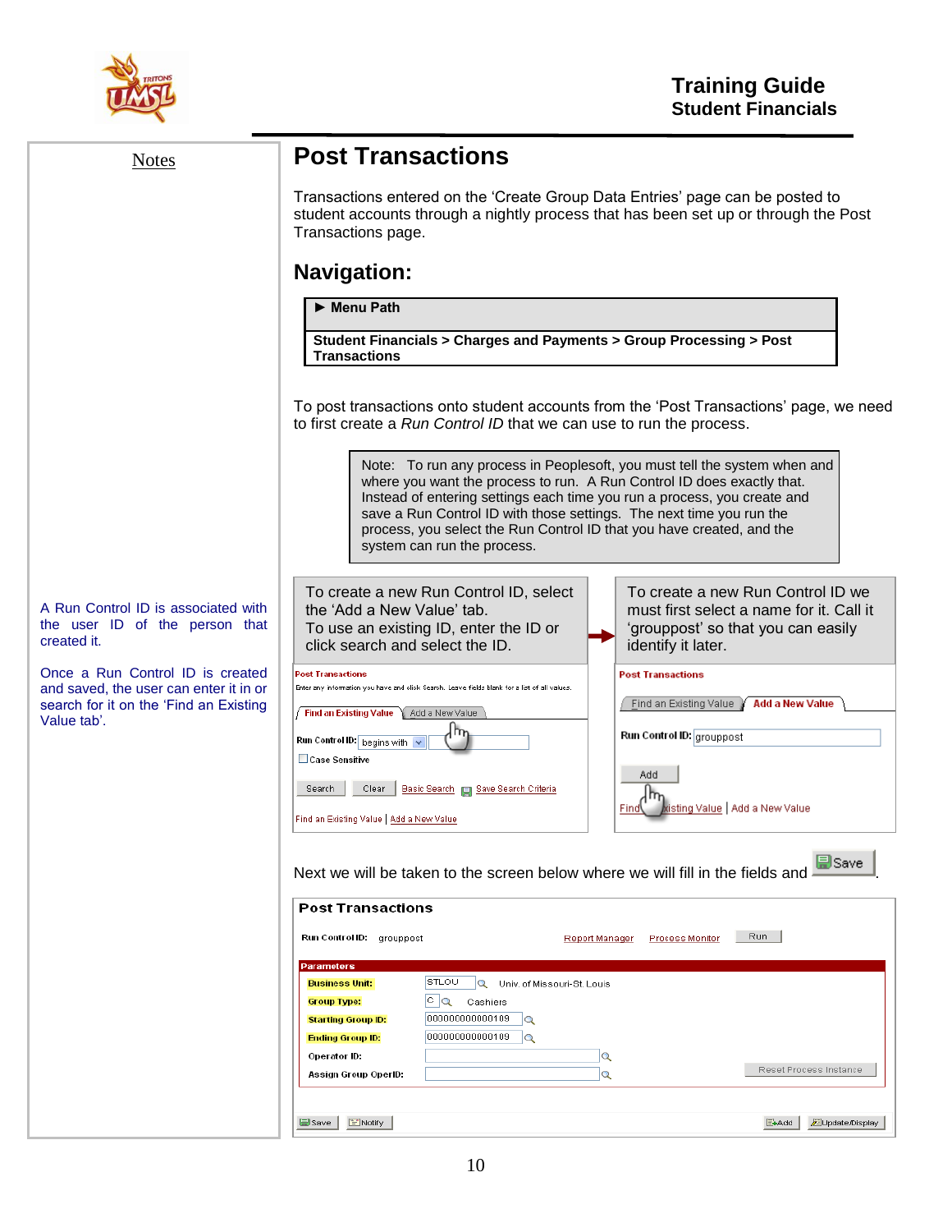## Post Transactions

Transactions entered on the 'Create Group Data Entries' page can be posted to student accounts through a nightly process that has been set up or through the Post Transactions page.

## Navigation:

**► Menu Path**

**Student Financials > Charges and Payments > Group Processing > Post Transactions**

To post transactions onto student accounts from the 'Post Transactions' page, we need to first create a *Run Control ID* that we can use to run the process.

> Note: To run any process in Peoplesoft, you must tell the system when and where you want the process to run. A Run Control ID does exactly that. Instead of entering settings each time you run a process, you create and save a Run Control ID with those settings. The next time you run the process, you select the Run Control ID that you have created, and the system can run the process.

A Run Control ID is associated with the user ID of the person that created it.

Once a Run Control ID is created and saved, the user can enter it in or search for it on the 'Find an Existing Value tab'.

To create a new Run Control ID, select the 'Add a New Value' tab.
To use an existing ID, enter the ID or click search and select the ID.

**Post Transactions**

Enter any information you have and click Search. Leave fields blank for a list of all values.

Find an Existing Value | Add a New Value

Run Control ID: begins with

Case Sensitive

Search | Clear | Basic Search | Save Search Criteria

Find an Existing Value | Add a New Value

To create a new Run Control ID we must first select a name for it. Call it 'grouppost' so that you can easily identify it later.

**Post Transactions**

Find an Existing Value | Add a New Value

Run Control ID: grouppost

Add

Find an Existing Value | Add a New Value

Next we will be taken to the screen below where we will fill in the fields and Save.

**Post Transactions**

Run Control ID: grouppost &nbsp;&nbsp; Report Manager &nbsp;&nbsp; Process Monitor &nbsp;&nbsp; Run

**Parameters**

| Field | Value | Description |
|---|---|---|
| Business Unit: | STLOU | Univ. of Missouri-St. Louis |
| Group Type: | C | Cashiers |
| Starting Group ID: | 000000000000109 | |
| Ending Group ID: | 000000000000109 | |
| Operator ID: | | |
| Assign Group OperID: | | |

Reset Process Instance

Save | Notify | Add | Update/Display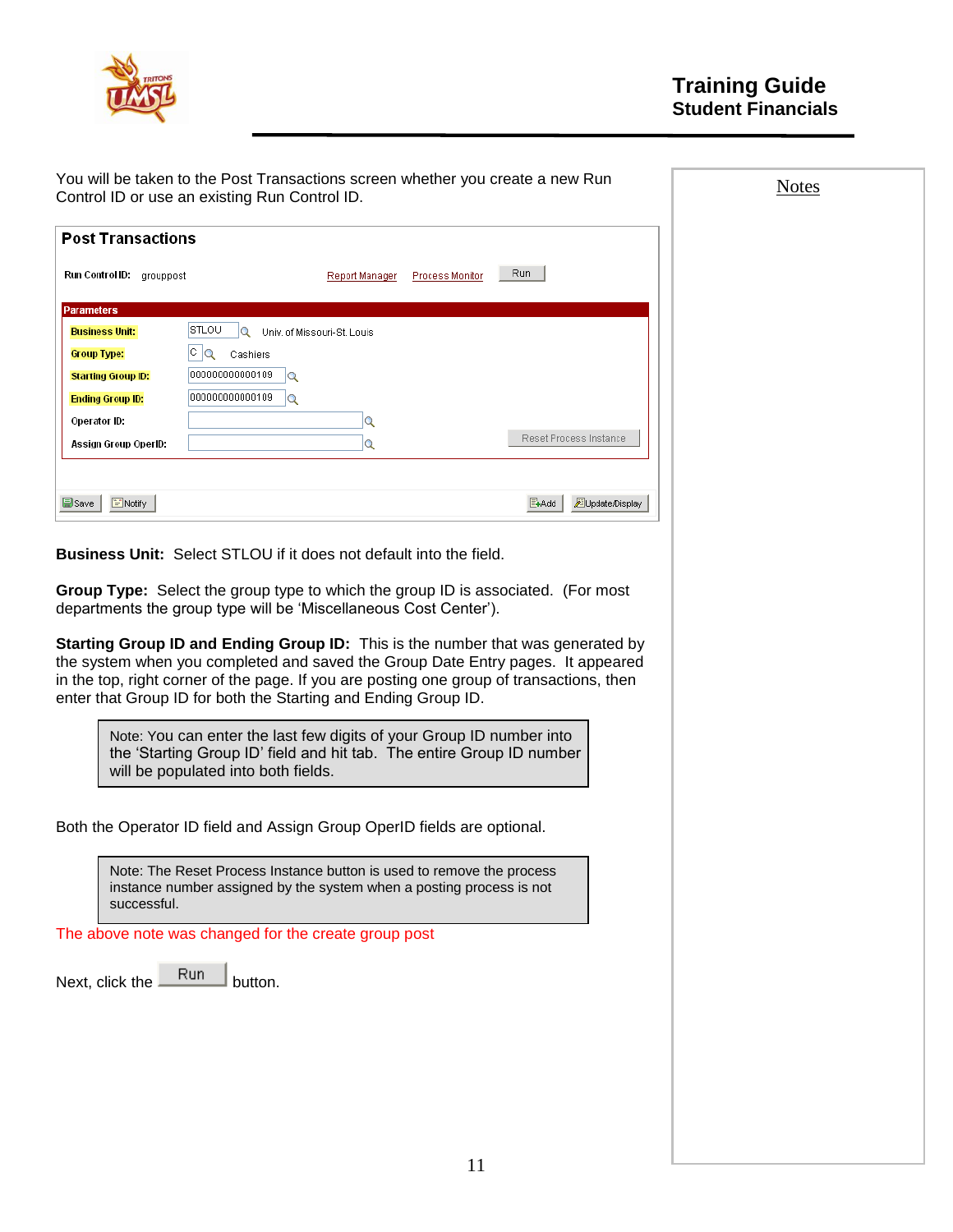You will be taken to the Post Transactions screen whether you create a new Run Control ID or use an existing Run Control ID.

**Post Transactions**

Run Control ID: grouppost    Report Manager    Process Monitor    Run

**Parameters**

| Field | Value | |
|---|---|---|
| Business Unit: | STLOU | Univ. of Missouri-St. Louis |
| Group Type: | C | Cashiers |
| Starting Group ID: | 000000000000109 | |
| Ending Group ID: | 000000000000109 | |
| Operator ID: | | |
| Assign Group OperID: | | Reset Process Instance |

Save    Notify    Add    Update/Display

**Business Unit:** Select STLOU if it does not default into the field.

**Group Type:** Select the group type to which the group ID is associated. (For most departments the group type will be 'Miscellaneous Cost Center').

**Starting Group ID and Ending Group ID:** This is the number that was generated by the system when you completed and saved the Group Date Entry pages. It appeared in the top, right corner of the page. If you are posting one group of transactions, then enter that Group ID for both the Starting and Ending Group ID.

> Note: You can enter the last few digits of your Group ID number into the 'Starting Group ID' field and hit tab. The entire Group ID number will be populated into both fields.

Both the Operator ID field and Assign Group OperID fields are optional.

> Note: The Reset Process Instance button is used to remove the process instance number assigned by the system when a posting process is not successful.

The above note was changed for the create group post

Next, click the Run button.

## Notes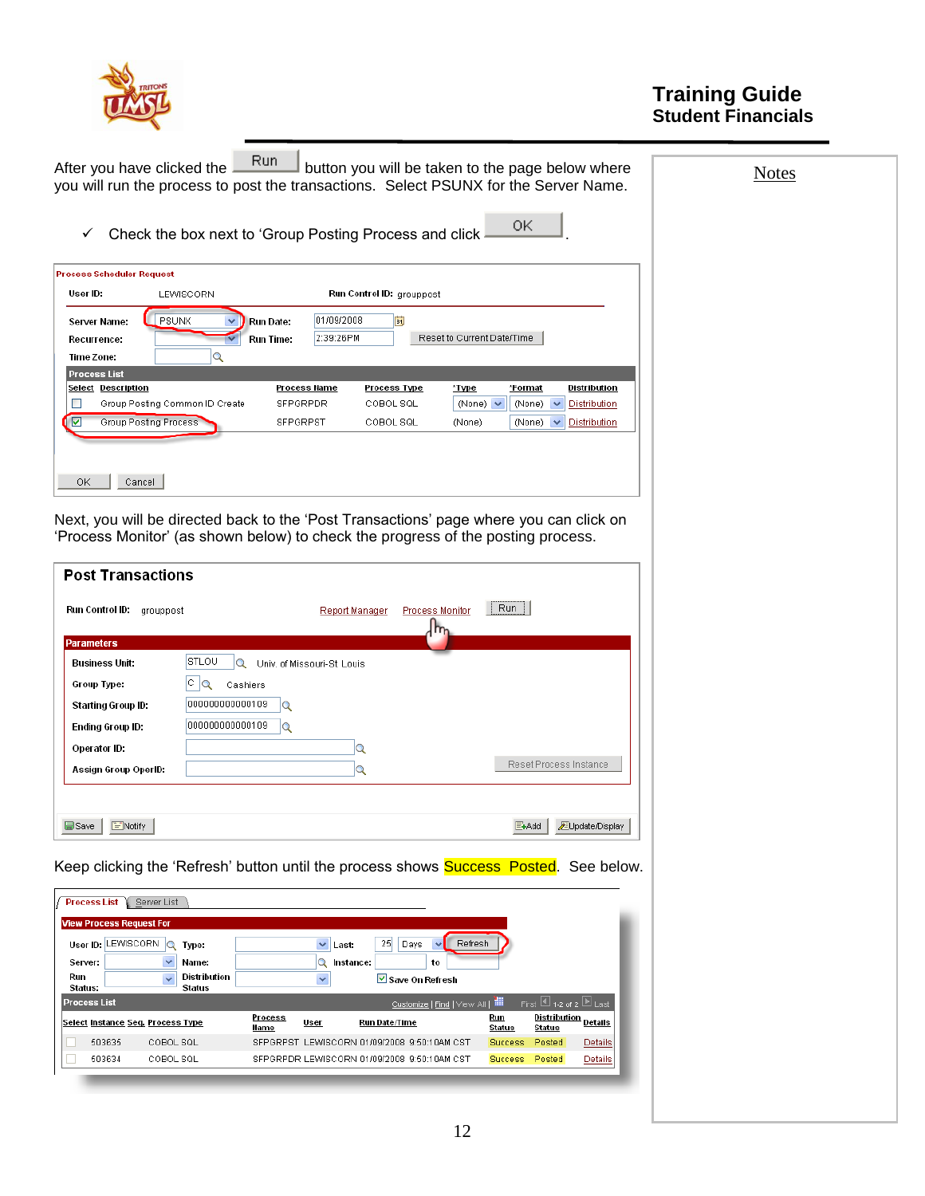After you have clicked the Run button you will be taken to the page below where you will run the process to post the transactions. Select PSUNX for the Server Name.

✓ Check the box next to 'Group Posting Process and click OK.

**Process Scheduler Request**

User ID: LEWISCORN  Run Control ID: grouppost

Server Name: PSUNX  Run Date: 01/09/2008

Recurrence:  Run Time: 2:39:26PM  Reset to Current Date/Time

Time Zone:

**Process List**

| Select | Description | Process Name | Process Type | *Type | *Format | Distribution |
|---|---|---|---|---|---|---|
| ☐ | Group Posting Common ID Create | SFPGRPDR | COBOL SQL | (None) | (None) | Distribution |
| ☑ | Group Posting Process | SFPGRPST | COBOL SQL | (None) | (None) | Distribution |

OK  Cancel

Next, you will be directed back to the 'Post Transactions' page where you can click on 'Process Monitor' (as shown below) to check the progress of the posting process.

**Post Transactions**

Run Control ID: grouppost  Report Manager  Process Monitor  Run

**Parameters**

Business Unit: STLOU  Univ. of Missouri-St Louis

Group Type: C  Cashiers

Starting Group ID: 000000000000109

Ending Group ID: 000000000000109

Operator ID:

Assign Group OperID:  Reset Process Instance

Save  Notify  Add  Update/Display

Keep clicking the 'Refresh' button until the process shows Success Posted. See below.

Process List | Server List

**View Process Request For**

User ID: LEWISCORN  Type:  Last: 25 Days  Refresh

Server:  Name:  Instance:  to

Run Status:  Distribution Status:  ☑ Save On Refresh

**Process List**  Customize | Find | View All |  First 1-2 of 2 Last

| Select | Instance | Seq. | Process Type | Process Name | User | Run Date/Time | Run Status | Distribution Status | Details |
|---|---|---|---|---|---|---|---|---|---|
| ☐ | 503635 | | COBOL SQL | SFPGRPST | LEWISCORN | 01/09/2008 9:50:10AM CST | Success | Posted | Details |
| ☐ | 503634 | | COBOL SQL | SFPGRPDR | LEWISCORN | 01/09/2008 9:50:10AM CST | Success | Posted | Details |

Notes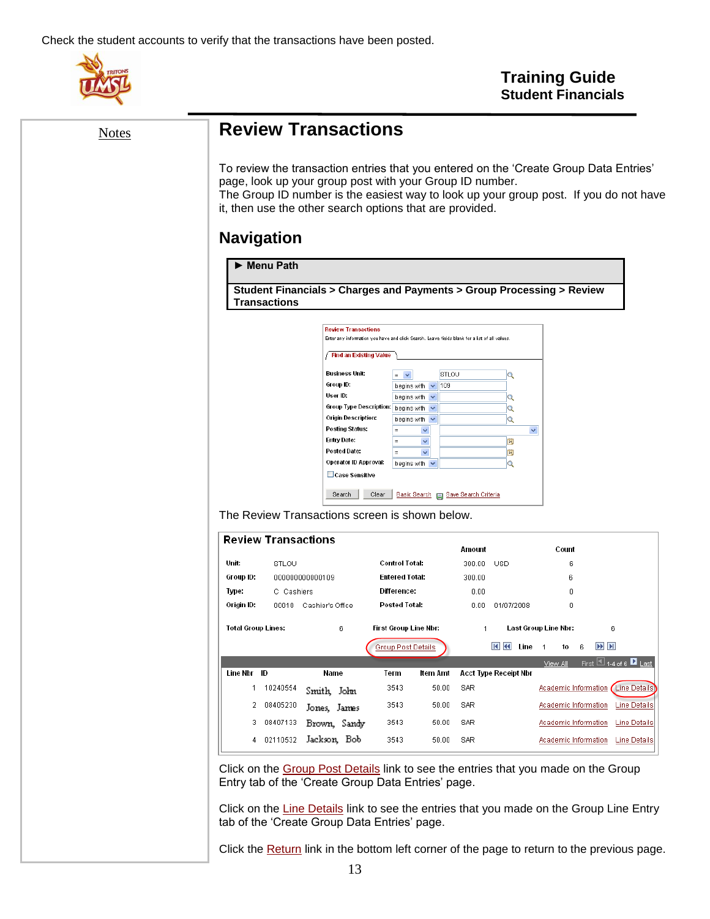Check the student accounts to verify that the transactions have been posted.

**Training Guide**
**Student Financials**

Notes

# Review Transactions

To review the transaction entries that you entered on the 'Create Group Data Entries' page, look up your group post with your Group ID number.
The Group ID number is the easiest way to look up your group post. If you do not have it, then use the other search options that are provided.

## Navigation

| ► Menu Path |
|---|
| **Student Financials > Charges and Payments > Group Processing > Review Transactions** |

Review Transactions
Enter any information you have and click Search. Leave fields blank for a list of all values.

Find an Existing Value

| | | |
|---|---|---|
| Business Unit: | = | STLOU |
| Group ID: | begins with | 109 |
| User ID: | begins with | |
| Group Type Description: | begins with | |
| Origin Description: | begins with | |
| Posting Status: | = | |
| Entry Date: | = | |
| Posted Date: | = | |
| Operator ID Approval: | begins with | |

Case Sensitive

Search | Clear | Basic Search | Save Search Criteria

The Review Transactions screen is shown below.

**Review Transactions**

| | | | Amount | | Count |
|---|---|---|---|---|---|
| Unit: | STLOU | Control Total: | 300.00 | USD | 6 |
| Group ID: | 000000000000109 | Entered Total: | 300.00 | | 6 |
| Type: | C Cashiers | Difference: | 0.00 | | 0 |
| Origin ID: | 00010 Cashier's Office | Posted Total: | 0.00 | 01/07/2008 | 0 |

Total Group Lines: 6 First Group Line Nbr: 1 Last Group Line Nbr: 6

Group Post Details

Line 1 to 6

View All First 1-4 of 6 Last

| Line Nbr | ID | Name | Term | Item Amt | Acct Type | Receipt Nbr | | |
|---|---|---|---|---|---|---|---|---|
| 1 | 10240554 | Smith, John | 3543 | 50.00 | SAR | | Academic Information | Line Details |
| 2 | 08405230 | Jones, James | 3543 | 50.00 | SAR | | Academic Information | Line Details |
| 3 | 08407133 | Brown, Sandy | 3543 | 50.00 | SAR | | Academic Information | Line Details |
| 4 | 02110532 | Jackson, Bob | 3543 | 50.00 | SAR | | Academic Information | Line Details |

Click on the Group Post Details link to see the entries that you made on the Group Entry tab of the 'Create Group Data Entries' page.

Click on the Line Details link to see the entries that you made on the Group Line Entry tab of the 'Create Group Data Entries' page.

Click the Return link in the bottom left corner of the page to return to the previous page.